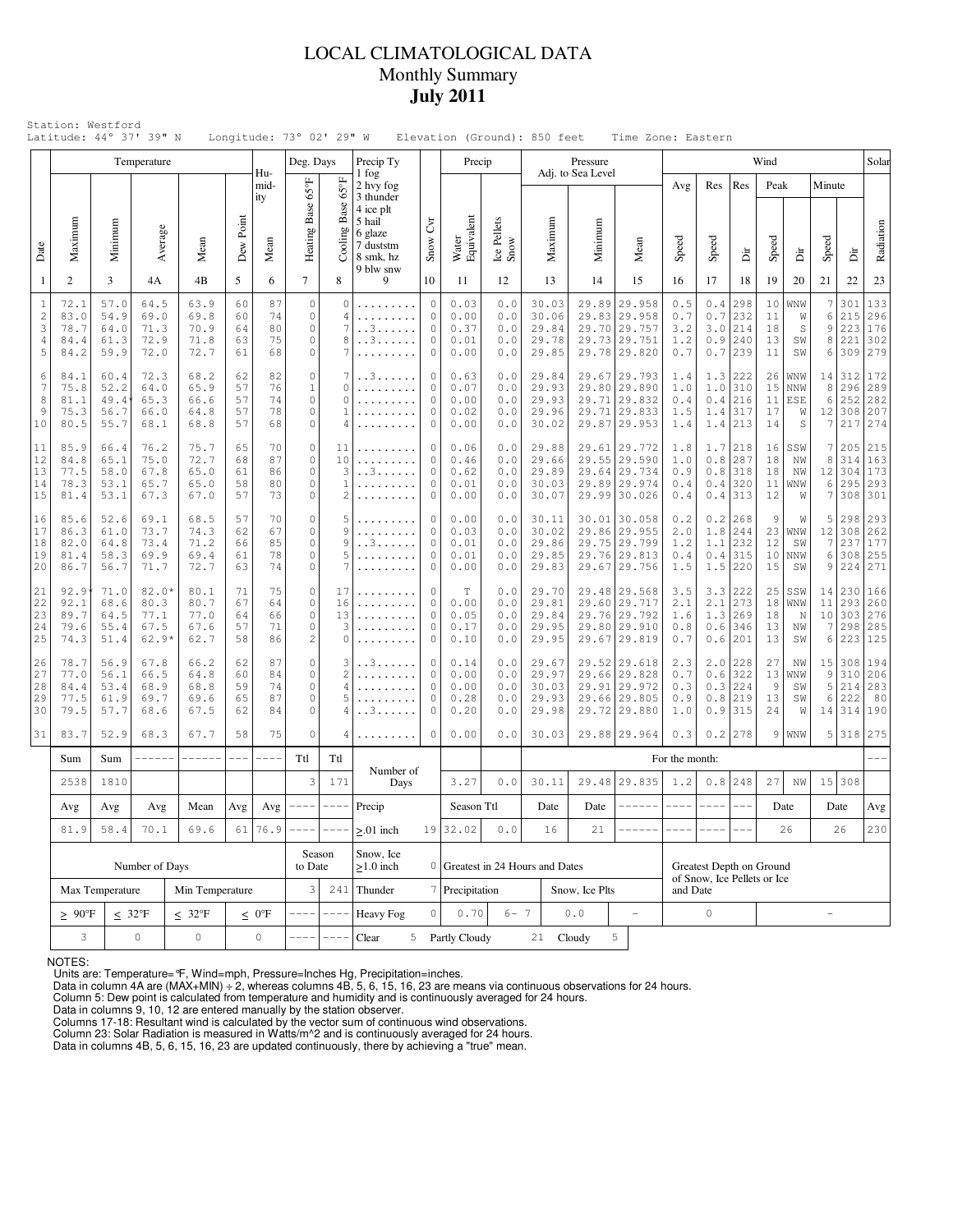# LOCAL CLIMATOLOGICAL DATA
## Monthly Summary
## July 2011

Station: Westford
Latitude: 44° 37' 39" N Longitude: 73° 02' 29" W Elevation (Ground): 850 feet Time Zone: Eastern

| Date | Temperature Maximum | Temperature Minimum | Temperature Average | Temperature Mean | Dew Point | Humidity Mean | Deg. Days Heating Base 65°F | Deg. Days Cooling Base 65°F | Precip Ty (1 fog, 2 hvy fog, 3 thunder, 4 ice plt, 5 hail, 6 glaze, 7 duststm, 8 smk, hz, 9 blw snw) | Snow Cvr | Precip Water Equivalent | Precip Ice Pellets Snow | Pressure Adj. to Sea Level Maximum | Pressure Minimum | Pressure Mean | Wind Avg Speed | Wind Res Speed | Wind Res Dir | Wind Peak Speed | Wind Peak Dir | Wind Minute Speed | Wind Minute Dir | Solar Radiation |
|---|---|---|---|---|---|---|---|---|---|---|---|---|---|---|---|---|---|---|---|---|---|---|---|
| 1 | 2 | 3 | 4A | 4B | 5 | 6 | 7 | 8 | 9 | 10 | 11 | 12 | 13 | 14 | 15 | 16 | 17 | 18 | 19 | 20 | 21 | 22 | 23 |
| 1 | 72.1 | 57.0 | 64.5 | 63.9 | 60 | 87 | 0 | 0 | ......... | 0 | 0.03 | 0.0 | 30.03 | 29.89 | 29.958 | 0.5 | 0.4 | 298 | 10 | WNW | 7 | 301 | 133 |
| 2 | 83.0 | 54.9 | 69.0 | 69.8 | 60 | 74 | 0 | 4 | ......... | 0 | 0.00 | 0.0 | 30.06 | 29.83 | 29.958 | 0.7 | 0.7 | 232 | 11 | W | 6 | 215 | 296 |
| 3 | 78.7 | 64.0 | 71.3 | 70.9 | 64 | 80 | 0 | 7 | ..3...... | 0 | 0.37 | 0.0 | 29.84 | 29.70 | 29.757 | 3.2 | 3.0 | 214 | 18 | S | 9 | 223 | 176 |
| 4 | 84.4 | 61.3 | 72.9 | 71.8 | 63 | 75 | 0 | 8 | ..3...... | 0 | 0.01 | 0.0 | 29.78 | 29.73 | 29.751 | 1.2 | 0.9 | 240 | 13 | SW | 8 | 221 | 302 |
| 5 | 84.2 | 59.9 | 72.0 | 72.7 | 61 | 68 | 0 | 7 | ......... | 0 | 0.00 | 0.0 | 29.85 | 29.78 | 29.820 | 0.7 | 0.7 | 239 | 11 | SW | 6 | 309 | 279 |
| 6 | 84.1 | 60.4 | 72.3 | 68.2 | 62 | 82 | 0 | 7 | ..3...... | 0 | 0.63 | 0.0 | 29.84 | 29.67 | 29.793 | 1.4 | 1.3 | 222 | 26 | WNW | 14 | 312 | 172 |
| 7 | 75.8 | 52.2 | 64.0 | 65.9 | 57 | 76 | 1 | 0 | ......... | 0 | 0.07 | 0.0 | 29.93 | 29.80 | 29.890 | 1.0 | 1.0 | 310 | 15 | NNW | 8 | 296 | 289 |
| 8 | 81.1 | 49.4* | 65.3 | 66.6 | 57 | 74 | 0 | 0 | ......... | 0 | 0.00 | 0.0 | 29.93 | 29.71 | 29.832 | 0.4 | 0.4 | 216 | 11 | ESE | 6 | 252 | 282 |
| 9 | 75.3 | 56.7 | 66.0 | 64.8 | 57 | 78 | 0 | 1 | ......... | 0 | 0.02 | 0.0 | 29.96 | 29.71 | 29.833 | 1.5 | 1.4 | 317 | 17 | W | 12 | 308 | 207 |
| 10 | 80.5 | 55.7 | 68.1 | 68.8 | 57 | 68 | 0 | 4 | ......... | 0 | 0.00 | 0.0 | 30.02 | 29.87 | 29.953 | 1.4 | 1.4 | 213 | 14 | S | 7 | 217 | 274 |
| 11 | 85.9 | 66.4 | 76.2 | 75.7 | 65 | 70 | 0 | 11 | ......... | 0 | 0.06 | 0.0 | 29.88 | 29.61 | 29.772 | 1.8 | 1.7 | 218 | 16 | SSW | 7 | 205 | 215 |
| 12 | 84.8 | 65.1 | 75.0 | 72.7 | 68 | 87 | 0 | 10 | ......... | 0 | 0.46 | 0.0 | 29.66 | 29.55 | 29.590 | 1.0 | 0.8 | 287 | 18 | NW | 8 | 314 | 163 |
| 13 | 77.5 | 58.0 | 67.8 | 65.0 | 61 | 86 | 0 | 3 | ..3...... | 0 | 0.62 | 0.0 | 29.89 | 29.64 | 29.734 | 0.9 | 0.8 | 318 | 18 | NW | 12 | 304 | 173 |
| 14 | 78.3 | 53.1 | 65.7 | 65.0 | 58 | 80 | 0 | 1 | ......... | 0 | 0.01 | 0.0 | 30.03 | 29.89 | 29.974 | 0.4 | 0.4 | 320 | 11 | WNW | 6 | 295 | 293 |
| 15 | 81.4 | 53.1 | 67.3 | 67.0 | 57 | 73 | 0 | 2 | ......... | 0 | 0.00 | 0.0 | 30.07 | 29.99 | 30.026 | 0.4 | 0.4 | 313 | 12 | W | 7 | 308 | 301 |
| 16 | 85.6 | 52.6 | 69.1 | 68.5 | 57 | 70 | 0 | 5 | ......... | 0 | 0.00 | 0.0 | 30.11 | 30.01 | 30.058 | 0.2 | 0.2 | 268 | 9 | W | 5 | 298 | 293 |
| 17 | 86.3 | 61.0 | 73.7 | 74.3 | 62 | 67 | 0 | 9 | ......... | 0 | 0.03 | 0.0 | 30.02 | 29.86 | 29.955 | 2.0 | 1.8 | 244 | 23 | WNW | 12 | 308 | 262 |
| 18 | 82.0 | 64.8 | 73.4 | 71.2 | 66 | 85 | 0 | 9 | ..3...... | 0 | 0.01 | 0.0 | 29.86 | 29.75 | 29.799 | 1.2 | 1.1 | 232 | 12 | SW | 7 | 237 | 177 |
| 19 | 81.4 | 58.3 | 69.9 | 69.4 | 61 | 78 | 0 | 5 | ......... | 0 | 0.01 | 0.0 | 29.85 | 29.76 | 29.813 | 0.4 | 0.4 | 315 | 10 | NNW | 6 | 308 | 255 |
| 20 | 86.7 | 56.7 | 71.7 | 72.7 | 63 | 74 | 0 | 7 | ......... | 0 | 0.00 | 0.0 | 29.83 | 29.67 | 29.756 | 1.5 | 1.5 | 220 | 15 | SW | 9 | 224 | 271 |
| 21 | 92.9* | 71.0 | 82.0* | 80.1 | 71 | 75 | 0 | 17 | ......... | 0 | T | 0.0 | 29.70 | 29.48 | 29.568 | 3.5 | 3.3 | 222 | 25 | SSW | 14 | 230 | 166 |
| 22 | 92.1 | 68.6 | 80.3 | 80.7 | 67 | 64 | 0 | 16 | ......... | 0 | 0.00 | 0.0 | 29.81 | 29.60 | 29.717 | 2.1 | 2.1 | 273 | 18 | WNW | 11 | 293 | 260 |
| 23 | 89.7 | 64.5 | 77.1 | 77.0 | 64 | 66 | 0 | 13 | ......... | 0 | 0.05 | 0.0 | 29.84 | 29.76 | 29.792 | 1.6 | 1.3 | 269 | 18 | N | 10 | 303 | 276 |
| 24 | 79.6 | 55.4 | 67.5 | 67.6 | 57 | 71 | 0 | 3 | ......... | 0 | 0.17 | 0.0 | 29.95 | 29.80 | 29.910 | 0.8 | 0.6 | 346 | 13 | NW | 7 | 298 | 285 |
| 25 | 74.3 | 51.4 | 62.9* | 62.7 | 58 | 86 | 2 | 0 | ......... | 0 | 0.10 | 0.0 | 29.95 | 29.67 | 29.819 | 0.7 | 0.6 | 201 | 13 | SW | 6 | 223 | 125 |
| 26 | 78.7 | 56.9 | 67.8 | 66.2 | 62 | 87 | 0 | 3 | ..3...... | 0 | 0.14 | 0.0 | 29.67 | 29.52 | 29.618 | 2.3 | 2.0 | 228 | 27 | NW | 15 | 308 | 194 |
| 27 | 77.0 | 56.1 | 66.5 | 64.8 | 60 | 84 | 0 | 2 | ......... | 0 | 0.00 | 0.0 | 29.97 | 29.66 | 29.828 | 0.7 | 0.6 | 322 | 13 | WNW | 9 | 310 | 206 |
| 28 | 84.4 | 53.4 | 68.9 | 68.8 | 59 | 74 | 0 | 4 | ......... | 0 | 0.00 | 0.0 | 30.03 | 29.91 | 29.972 | 0.3 | 0.3 | 224 | 9 | SW | 5 | 214 | 283 |
| 29 | 77.5 | 61.9 | 69.7 | 69.6 | 65 | 87 | 0 | 5 | ......... | 0 | 0.28 | 0.0 | 29.93 | 29.66 | 29.805 | 0.9 | 0.8 | 219 | 13 | SW | 6 | 222 | 80 |
| 30 | 79.5 | 57.7 | 68.6 | 67.5 | 62 | 84 | 0 | 4 | ..3...... | 0 | 0.20 | 0.0 | 29.98 | 29.72 | 29.880 | 1.0 | 0.9 | 315 | 24 | W | 14 | 314 | 190 |
| 31 | 83.7 | 52.9 | 68.3 | 67.7 | 58 | 75 | 0 | 4 | ......... | 0 | 0.00 | 0.0 | 30.03 | 29.88 | 29.964 | 0.3 | 0.2 | 278 | 9 | WNW | 5 | 318 | 275 |

| Sum | Sum | ------ | ------ | --- | ---- | Ttl | Ttl | Number of Days | | | | For the month: | | | | | | | | | | | --- |
|---|---|---|---|---|---|---|---|---|---|---|---|---|---|---|---|---|---|---|---|---|---|---|---|
| 2538 | 1810 | | | | | 3 | 171 | | | 3.27 | 0.0 | 30.11 | 29.48 | 29.835 | 1.2 | 0.8 | 248 | 27 | NW | 15 | 308 | | |
| Avg | Avg | Avg | Mean | Avg | Avg | ---- | ---- | Precip | | Season Ttl | | Date | Date | ------ | ---- | ---- | --- | Date | | Date | | Avg | |
| 81.9 | 58.4 | 70.1 | 69.6 | 61 | 76.9 | ---- | ---- | ≥.01 inch | 19 | 32.02 | 0.0 | 16 | 21 | ------ | ---- | ---- | --- | 26 | | 26 | | 230 | |

| Number of Days | | | | Season to Date | | Snow, Ice ≥1.0 inch | 0 | Greatest in 24 Hours and Dates | | | | Greatest Depth on Ground of Snow, Ice Pellets or Ice and Date | |
|---|---|---|---|---|---|---|---|---|---|---|---|---|---|
| Max Temperature | | Min Temperature | | 3 | 241 | Thunder | 7 | Precipitation | | Snow, Ice Plts | | | |
| ≥ 90°F | ≤ 32°F | ≤ 32°F | ≤ 0°F | ---- | ---- | Heavy Fog | 0 | 0.70 | 6- 7 | 0.0 | - | 0 | - |
| 3 | 0 | 0 | 0 | ---- | ---- | Clear | 5 | Partly Cloudy | 21 | Cloudy | 5 | | |

NOTES:
Units are: Temperature=°F, Wind=mph, Pressure=Inches Hg, Precipitation=inches.
Data in column 4A are (MAX+MIN) ÷ 2, whereas columns 4B, 5, 6, 15, 16, 23 are means via continuous observations for 24 hours.
Column 5: Dew point is calculated from temperature and humidity and is continuously averaged for 24 hours.
Data in columns 9, 10, 12 are entered manually by the station observer.
Columns 17-18: Resultant wind is calculated by the vector sum of continuous wind observations.
Column 23: Solar Radiation is measured in Watts/m^2 and is continuously averaged for 24 hours.
Data in columns 4B, 5, 6, 15, 16, 23 are updated continuously, there by achieving a "true" mean.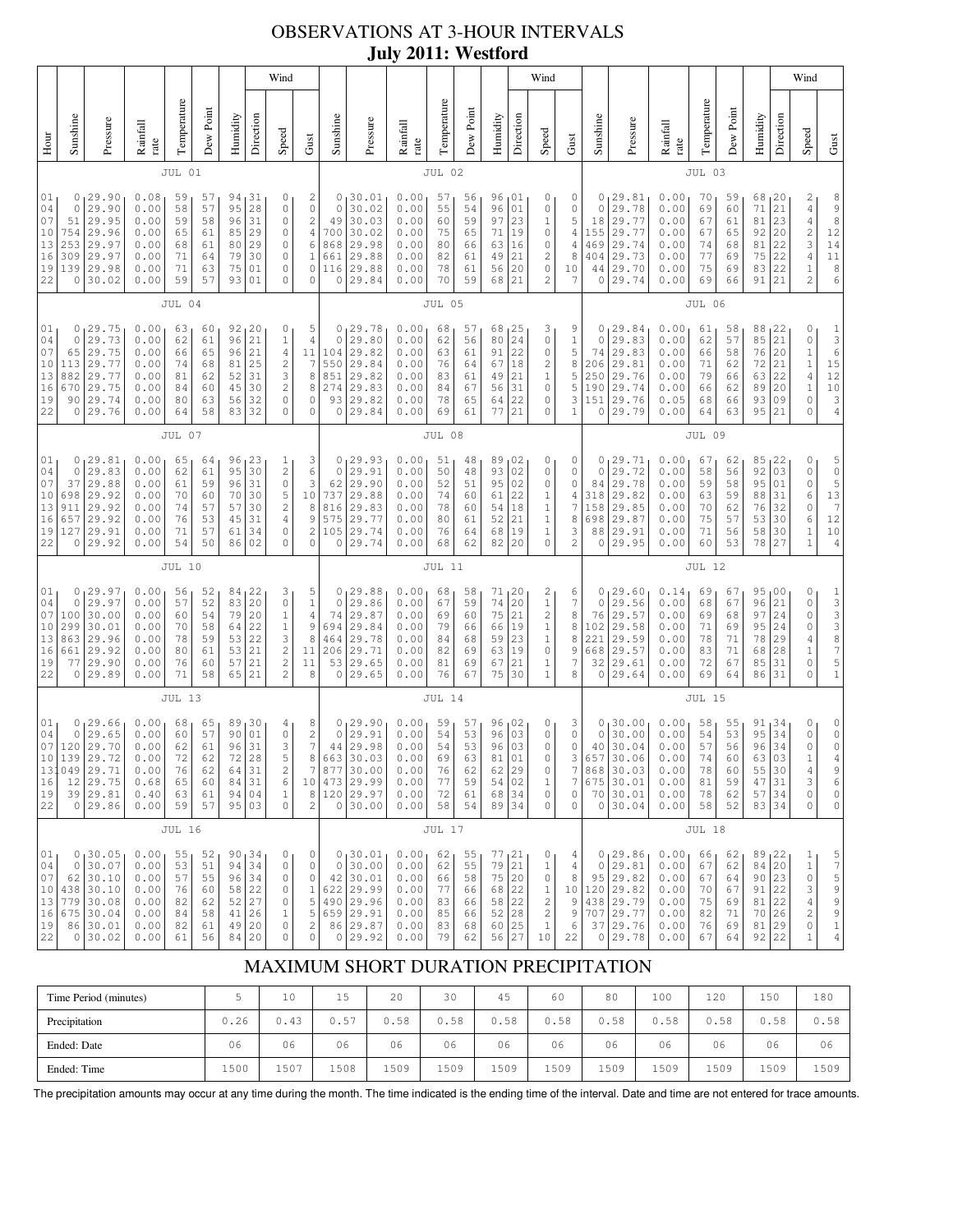# OBSERVATIONS AT 3-HOUR INTERVALS

## July 2011: Westford

### JUL 01

| Hour | Sunshine | Pressure | Rainfall rate | Temperature | Dew Point | Humidity | Wind Direction | Wind Speed | Wind Gust |
|---|---|---|---|---|---|---|---|---|---|
| 01 | 0 | 29.90 | 0.08 | 59 | 57 | 94 | 31 | 0 | 2 |
| 04 | 0 | 29.90 | 0.00 | 58 | 57 | 95 | 28 | 0 | 0 |
| 07 | 51 | 29.95 | 0.00 | 59 | 58 | 96 | 31 | 0 | 2 |
| 10 | 754 | 29.96 | 0.00 | 65 | 61 | 85 | 29 | 0 | 4 |
| 13 | 253 | 29.97 | 0.00 | 68 | 61 | 80 | 29 | 0 | 6 |
| 16 | 309 | 29.97 | 0.00 | 71 | 64 | 79 | 30 | 0 | 1 |
| 19 | 139 | 29.98 | 0.00 | 71 | 63 | 75 | 01 | 0 | 0 |
| 22 | 0 | 30.02 | 0.00 | 59 | 57 | 93 | 01 | 0 | 0 |

### JUL 02

| Hour | Sunshine | Pressure | Rainfall rate | Temperature | Dew Point | Humidity | Wind Direction | Wind Speed | Wind Gust |
|---|---|---|---|---|---|---|---|---|---|
| 01 | 0 | 30.01 | 0.00 | 57 | 56 | 96 | 01 | 0 | 0 |
| 04 | 0 | 30.02 | 0.00 | 55 | 54 | 96 | 01 | 0 | 0 |
| 07 | 49 | 30.03 | 0.00 | 60 | 59 | 97 | 23 | 1 | 5 |
| 10 | 700 | 30.02 | 0.00 | 75 | 65 | 71 | 19 | 0 | 4 |
| 13 | 868 | 29.98 | 0.00 | 80 | 66 | 63 | 16 | 0 | 4 |
| 16 | 661 | 29.88 | 0.00 | 82 | 61 | 49 | 21 | 2 | 8 |
| 19 | 116 | 29.88 | 0.00 | 78 | 61 | 56 | 20 | 0 | 10 |
| 22 | 0 | 29.84 | 0.00 | 70 | 59 | 68 | 21 | 2 | 7 |

### JUL 03

| Hour | Sunshine | Pressure | Rainfall rate | Temperature | Dew Point | Humidity | Wind Direction | Wind Speed | Wind Gust |
|---|---|---|---|---|---|---|---|---|---|
| 01 | 0 | 29.81 | 0.00 | 70 | 59 | 68 | 20 | 2 | 8 |
| 04 | 0 | 29.78 | 0.00 | 69 | 60 | 71 | 21 | 4 | 9 |
| 07 | 18 | 29.77 | 0.00 | 67 | 61 | 81 | 23 | 4 | 8 |
| 10 | 155 | 29.77 | 0.00 | 67 | 65 | 92 | 20 | 2 | 12 |
| 13 | 469 | 29.74 | 0.00 | 74 | 68 | 81 | 22 | 3 | 14 |
| 16 | 404 | 29.73 | 0.00 | 77 | 69 | 75 | 22 | 4 | 11 |
| 19 | 44 | 29.70 | 0.00 | 75 | 69 | 83 | 22 | 1 | 8 |
| 22 | 0 | 29.74 | 0.00 | 69 | 66 | 91 | 21 | 2 | 6 |

### JUL 04

| Hour | Sunshine | Pressure | Rainfall rate | Temperature | Dew Point | Humidity | Wind Direction | Wind Speed | Wind Gust |
|---|---|---|---|---|---|---|---|---|---|
| 01 | 0 | 29.75 | 0.00 | 63 | 60 | 92 | 20 | 0 | 5 |
| 04 | 0 | 29.73 | 0.00 | 62 | 61 | 96 | 21 | 1 | 4 |
| 07 | 65 | 29.75 | 0.00 | 66 | 65 | 96 | 21 | 4 | 11 |
| 10 | 113 | 29.77 | 0.00 | 74 | 68 | 81 | 25 | 2 | 7 |
| 13 | 882 | 29.77 | 0.00 | 81 | 62 | 52 | 31 | 3 | 8 |
| 16 | 670 | 29.75 | 0.00 | 84 | 60 | 45 | 30 | 2 | 8 |
| 19 | 90 | 29.74 | 0.00 | 80 | 63 | 56 | 32 | 0 | 0 |
| 22 | 0 | 29.76 | 0.00 | 64 | 58 | 83 | 32 | 0 | 0 |

### JUL 05

| Hour | Sunshine | Pressure | Rainfall rate | Temperature | Dew Point | Humidity | Wind Direction | Wind Speed | Wind Gust |
|---|---|---|---|---|---|---|---|---|---|
| 01 | 0 | 29.78 | 0.00 | 68 | 57 | 68 | 25 | 3 | 9 |
| 04 | 0 | 29.80 | 0.00 | 62 | 56 | 80 | 24 | 0 | 1 |
| 07 | 104 | 29.82 | 0.00 | 63 | 61 | 91 | 22 | 0 | 5 |
| 10 | 550 | 29.84 | 0.00 | 76 | 64 | 67 | 18 | 2 | 8 |
| 13 | 851 | 29.82 | 0.00 | 83 | 61 | 49 | 21 | 1 | 5 |
| 16 | 274 | 29.83 | 0.00 | 84 | 67 | 56 | 31 | 0 | 5 |
| 19 | 93 | 29.82 | 0.00 | 78 | 65 | 64 | 22 | 0 | 3 |
| 22 | 0 | 29.84 | 0.00 | 69 | 61 | 77 | 21 | 0 | 1 |

### JUL 06

| Hour | Sunshine | Pressure | Rainfall rate | Temperature | Dew Point | Humidity | Wind Direction | Wind Speed | Wind Gust |
|---|---|---|---|---|---|---|---|---|---|
| 01 | 0 | 29.84 | 0.00 | 61 | 58 | 88 | 22 | 0 | 1 |
| 04 | 0 | 29.83 | 0.00 | 62 | 57 | 85 | 21 | 0 | 3 |
| 07 | 74 | 29.83 | 0.00 | 66 | 58 | 76 | 20 | 1 | 6 |
| 10 | 206 | 29.81 | 0.00 | 71 | 62 | 72 | 21 | 1 | 15 |
| 13 | 250 | 29.76 | 0.00 | 79 | 66 | 63 | 22 | 4 | 12 |
| 16 | 190 | 29.74 | 0.00 | 66 | 62 | 89 | 20 | 1 | 10 |
| 19 | 151 | 29.76 | 0.05 | 68 | 66 | 93 | 09 | 0 | 3 |
| 22 | 0 | 29.79 | 0.00 | 64 | 63 | 95 | 21 | 0 | 4 |

### JUL 07

| Hour | Sunshine | Pressure | Rainfall rate | Temperature | Dew Point | Humidity | Wind Direction | Wind Speed | Wind Gust |
|---|---|---|---|---|---|---|---|---|---|
| 01 | 0 | 29.81 | 0.00 | 65 | 64 | 96 | 23 | 1 | 3 |
| 04 | 0 | 29.83 | 0.00 | 62 | 61 | 95 | 30 | 2 | 6 |
| 07 | 37 | 29.88 | 0.00 | 61 | 59 | 96 | 31 | 0 | 3 |
| 10 | 698 | 29.92 | 0.00 | 70 | 60 | 70 | 30 | 5 | 10 |
| 13 | 911 | 29.92 | 0.00 | 74 | 57 | 57 | 30 | 2 | 8 |
| 16 | 657 | 29.92 | 0.00 | 76 | 53 | 45 | 31 | 4 | 9 |
| 19 | 127 | 29.91 | 0.00 | 71 | 57 | 61 | 34 | 0 | 2 |
| 22 | 0 | 29.92 | 0.00 | 54 | 50 | 86 | 02 | 0 | 0 |

### JUL 08

| Hour | Sunshine | Pressure | Rainfall rate | Temperature | Dew Point | Humidity | Wind Direction | Wind Speed | Wind Gust |
|---|---|---|---|---|---|---|---|---|---|
| 01 | 0 | 29.93 | 0.00 | 51 | 48 | 89 | 02 | 0 | 0 |
| 04 | 0 | 29.91 | 0.00 | 50 | 48 | 93 | 02 | 0 | 0 |
| 07 | 62 | 29.90 | 0.00 | 52 | 51 | 95 | 02 | 0 | 0 |
| 10 | 737 | 29.88 | 0.00 | 74 | 60 | 61 | 22 | 1 | 4 |
| 13 | 816 | 29.83 | 0.00 | 78 | 60 | 54 | 18 | 1 | 7 |
| 16 | 575 | 29.77 | 0.00 | 80 | 61 | 52 | 21 | 1 | 8 |
| 19 | 105 | 29.74 | 0.00 | 76 | 64 | 68 | 19 | 1 | 3 |
| 22 | 0 | 29.74 | 0.00 | 68 | 62 | 82 | 20 | 0 | 2 |

### JUL 09

| Hour | Sunshine | Pressure | Rainfall rate | Temperature | Dew Point | Humidity | Wind Direction | Wind Speed | Wind Gust |
|---|---|---|---|---|---|---|---|---|---|
| 01 | 0 | 29.71 | 0.00 | 67 | 62 | 85 | 22 | 0 | 5 |
| 04 | 0 | 29.72 | 0.00 | 58 | 56 | 92 | 03 | 0 | 0 |
| 07 | 84 | 29.78 | 0.00 | 59 | 58 | 95 | 01 | 0 | 5 |
| 10 | 318 | 29.82 | 0.00 | 63 | 59 | 88 | 31 | 6 | 13 |
| 13 | 158 | 29.85 | 0.00 | 70 | 62 | 76 | 32 | 0 | 7 |
| 16 | 698 | 29.87 | 0.00 | 75 | 57 | 53 | 30 | 6 | 12 |
| 19 | 88 | 29.91 | 0.00 | 71 | 56 | 58 | 30 | 1 | 10 |
| 22 | 0 | 29.95 | 0.00 | 60 | 53 | 78 | 27 | 1 | 4 |

### JUL 10

| Hour | Sunshine | Pressure | Rainfall rate | Temperature | Dew Point | Humidity | Wind Direction | Wind Speed | Wind Gust |
|---|---|---|---|---|---|---|---|---|---|
| 01 | 0 | 29.97 | 0.00 | 56 | 52 | 84 | 22 | 3 | 5 |
| 04 | 0 | 29.97 | 0.00 | 57 | 52 | 83 | 20 | 0 | 1 |
| 07 | 100 | 30.00 | 0.00 | 60 | 54 | 79 | 20 | 1 | 4 |
| 10 | 299 | 30.01 | 0.00 | 70 | 58 | 64 | 22 | 1 | 9 |
| 13 | 863 | 29.96 | 0.00 | 78 | 59 | 53 | 22 | 3 | 8 |
| 16 | 661 | 29.92 | 0.00 | 80 | 61 | 53 | 21 | 2 | 11 |
| 19 | 77 | 29.90 | 0.00 | 76 | 60 | 57 | 21 | 2 | 11 |
| 22 | 0 | 29.89 | 0.00 | 71 | 58 | 65 | 21 | 2 | 8 |

### JUL 11

| Hour | Sunshine | Pressure | Rainfall rate | Temperature | Dew Point | Humidity | Wind Direction | Wind Speed | Wind Gust |
|---|---|---|---|---|---|---|---|---|---|
| 01 | 0 | 29.88 | 0.00 | 68 | 58 | 71 | 20 | 2 | 6 |
| 04 | 0 | 29.86 | 0.00 | 67 | 59 | 74 | 20 | 1 | 7 |
| 07 | 74 | 29.87 | 0.00 | 69 | 60 | 75 | 21 | 2 | 8 |
| 10 | 694 | 29.84 | 0.00 | 79 | 66 | 66 | 19 | 1 | 8 |
| 13 | 464 | 29.78 | 0.00 | 84 | 68 | 59 | 23 | 1 | 8 |
| 16 | 206 | 29.71 | 0.00 | 82 | 69 | 63 | 19 | 0 | 9 |
| 19 | 53 | 29.65 | 0.00 | 81 | 69 | 67 | 21 | 1 | 7 |
| 22 | 0 | 29.65 | 0.00 | 76 | 67 | 75 | 30 | 1 | 8 |

### JUL 12

| Hour | Sunshine | Pressure | Rainfall rate | Temperature | Dew Point | Humidity | Wind Direction | Wind Speed | Wind Gust |
|---|---|---|---|---|---|---|---|---|---|
| 01 | 0 | 29.60 | 0.14 | 69 | 67 | 95 | 00 | 0 | 1 |
| 04 | 0 | 29.56 | 0.00 | 68 | 67 | 96 | 21 | 0 | 3 |
| 07 | 76 | 29.57 | 0.00 | 69 | 68 | 97 | 24 | 0 | 3 |
| 10 | 102 | 29.58 | 0.00 | 71 | 69 | 95 | 24 | 0 | 3 |
| 13 | 221 | 29.59 | 0.00 | 78 | 71 | 78 | 29 | 4 | 8 |
| 16 | 668 | 29.57 | 0.00 | 83 | 71 | 68 | 28 | 1 | 7 |
| 19 | 32 | 29.61 | 0.00 | 72 | 67 | 85 | 31 | 0 | 5 |
| 22 | 0 | 29.64 | 0.00 | 69 | 64 | 86 | 31 | 0 | 1 |

### JUL 13

| Hour | Sunshine | Pressure | Rainfall rate | Temperature | Dew Point | Humidity | Wind Direction | Wind Speed | Wind Gust |
|---|---|---|---|---|---|---|---|---|---|
| 01 | 0 | 29.66 | 0.00 | 68 | 65 | 89 | 30 | 4 | 8 |
| 04 | 0 | 29.65 | 0.00 | 60 | 57 | 90 | 01 | 0 | 2 |
| 07 | 120 | 29.70 | 0.00 | 62 | 61 | 96 | 31 | 3 | 7 |
| 10 | 139 | 29.72 | 0.00 | 72 | 62 | 72 | 28 | 5 | 8 |
| 13 | 1049 | 29.71 | 0.00 | 76 | 62 | 64 | 31 | 2 | 7 |
| 16 | 12 | 29.75 | 0.68 | 65 | 61 | 84 | 31 | 6 | 10 |
| 19 | 39 | 29.81 | 0.40 | 63 | 61 | 94 | 04 | 1 | 8 |
| 22 | 0 | 29.86 | 0.00 | 59 | 57 | 95 | 03 | 0 | 2 |

### JUL 14

| Hour | Sunshine | Pressure | Rainfall rate | Temperature | Dew Point | Humidity | Wind Direction | Wind Speed | Wind Gust |
|---|---|---|---|---|---|---|---|---|---|
| 01 | 0 | 29.90 | 0.00 | 59 | 57 | 96 | 02 | 0 | 3 |
| 04 | 0 | 29.91 | 0.00 | 54 | 53 | 96 | 03 | 0 | 0 |
| 07 | 44 | 29.98 | 0.00 | 54 | 53 | 96 | 03 | 0 | 0 |
| 10 | 663 | 30.03 | 0.00 | 69 | 63 | 81 | 01 | 0 | 3 |
| 13 | 877 | 30.00 | 0.00 | 76 | 62 | 62 | 29 | 0 | 7 |
| 16 | 473 | 29.99 | 0.00 | 77 | 59 | 54 | 02 | 1 | 7 |
| 19 | 120 | 29.97 | 0.00 | 72 | 61 | 68 | 34 | 0 | 0 |
| 22 | 0 | 30.00 | 0.00 | 58 | 54 | 89 | 34 | 0 | 0 |

### JUL 15

| Hour | Sunshine | Pressure | Rainfall rate | Temperature | Dew Point | Humidity | Wind Direction | Wind Speed | Wind Gust |
|---|---|---|---|---|---|---|---|---|---|
| 01 | 0 | 30.00 | 0.00 | 58 | 55 | 91 | 34 | 0 | 0 |
| 04 | 0 | 30.00 | 0.00 | 54 | 53 | 95 | 34 | 0 | 0 |
| 07 | 40 | 30.04 | 0.00 | 57 | 56 | 96 | 34 | 0 | 0 |
| 10 | 657 | 30.06 | 0.00 | 74 | 60 | 63 | 03 | 1 | 4 |
| 13 | 868 | 30.03 | 0.00 | 78 | 60 | 55 | 30 | 4 | 9 |
| 16 | 675 | 30.01 | 0.00 | 81 | 59 | 47 | 31 | 3 | 6 |
| 19 | 70 | 30.01 | 0.00 | 78 | 62 | 57 | 34 | 0 | 0 |
| 22 | 0 | 30.04 | 0.00 | 58 | 52 | 83 | 34 | 0 | 0 |

### JUL 16

| Hour | Sunshine | Pressure | Rainfall rate | Temperature | Dew Point | Humidity | Wind Direction | Wind Speed | Wind Gust |
|---|---|---|---|---|---|---|---|---|---|
| 01 | 0 | 30.05 | 0.00 | 55 | 52 | 90 | 34 | 0 | 0 |
| 04 | 0 | 30.07 | 0.00 | 53 | 51 | 94 | 34 | 0 | 0 |
| 07 | 62 | 30.10 | 0.00 | 57 | 55 | 96 | 34 | 0 | 0 |
| 10 | 438 | 30.10 | 0.00 | 76 | 60 | 58 | 22 | 0 | 1 |
| 13 | 779 | 30.08 | 0.00 | 82 | 62 | 52 | 27 | 0 | 5 |
| 16 | 675 | 30.04 | 0.00 | 84 | 58 | 41 | 26 | 1 | 5 |
| 19 | 86 | 30.01 | 0.00 | 82 | 61 | 49 | 20 | 0 | 2 |
| 22 | 0 | 30.02 | 0.00 | 61 | 56 | 84 | 20 | 0 | 0 |

### JUL 17

| Hour | Sunshine | Pressure | Rainfall rate | Temperature | Dew Point | Humidity | Wind Direction | Wind Speed | Wind Gust |
|---|---|---|---|---|---|---|---|---|---|
| 01 | 0 | 30.01 | 0.00 | 62 | 55 | 77 | 21 | 0 | 4 |
| 04 | 0 | 30.00 | 0.00 | 62 | 55 | 79 | 21 | 1 | 4 |
| 07 | 42 | 30.01 | 0.00 | 66 | 58 | 75 | 20 | 0 | 8 |
| 10 | 622 | 29.99 | 0.00 | 77 | 66 | 68 | 22 | 1 | 10 |
| 13 | 490 | 29.96 | 0.00 | 83 | 66 | 58 | 22 | 2 | 9 |
| 16 | 659 | 29.91 | 0.00 | 85 | 66 | 52 | 28 | 2 | 9 |
| 19 | 86 | 29.87 | 0.00 | 83 | 68 | 60 | 25 | 1 | 6 |
| 22 | 0 | 29.92 | 0.00 | 79 | 62 | 56 | 27 | 10 | 22 |

### JUL 18

| Hour | Sunshine | Pressure | Rainfall rate | Temperature | Dew Point | Humidity | Wind Direction | Wind Speed | Wind Gust |
|---|---|---|---|---|---|---|---|---|---|
| 01 | 0 | 29.86 | 0.00 | 66 | 62 | 89 | 22 | 1 | 5 |
| 04 | 0 | 29.81 | 0.00 | 67 | 62 | 84 | 20 | 1 | 7 |
| 07 | 95 | 29.82 | 0.00 | 67 | 64 | 90 | 23 | 0 | 5 |
| 10 | 120 | 29.82 | 0.00 | 70 | 67 | 91 | 22 | 3 | 9 |
| 13 | 438 | 29.79 | 0.00 | 75 | 69 | 81 | 22 | 4 | 9 |
| 16 | 707 | 29.77 | 0.00 | 82 | 71 | 70 | 26 | 2 | 9 |
| 19 | 37 | 29.76 | 0.00 | 76 | 69 | 81 | 29 | 0 | 1 |
| 22 | 0 | 29.78 | 0.00 | 67 | 64 | 92 | 22 | 1 | 4 |

## MAXIMUM SHORT DURATION PRECIPITATION

| Time Period (minutes) | 5 | 10 | 15 | 20 | 30 | 45 | 60 | 80 | 100 | 120 | 150 | 180 |
|---|---|---|---|---|---|---|---|---|---|---|---|---|
| Precipitation | 0.26 | 0.43 | 0.57 | 0.58 | 0.58 | 0.58 | 0.58 | 0.58 | 0.58 | 0.58 | 0.58 | 0.58 |
| Ended: Date | 06 | 06 | 06 | 06 | 06 | 06 | 06 | 06 | 06 | 06 | 06 | 06 |
| Ended: Time | 1500 | 1507 | 1508 | 1509 | 1509 | 1509 | 1509 | 1509 | 1509 | 1509 | 1509 | 1509 |

The precipitation amounts may occur at any time during the month. The time indicated is the ending time of the interval. Date and time are not entered for trace amounts.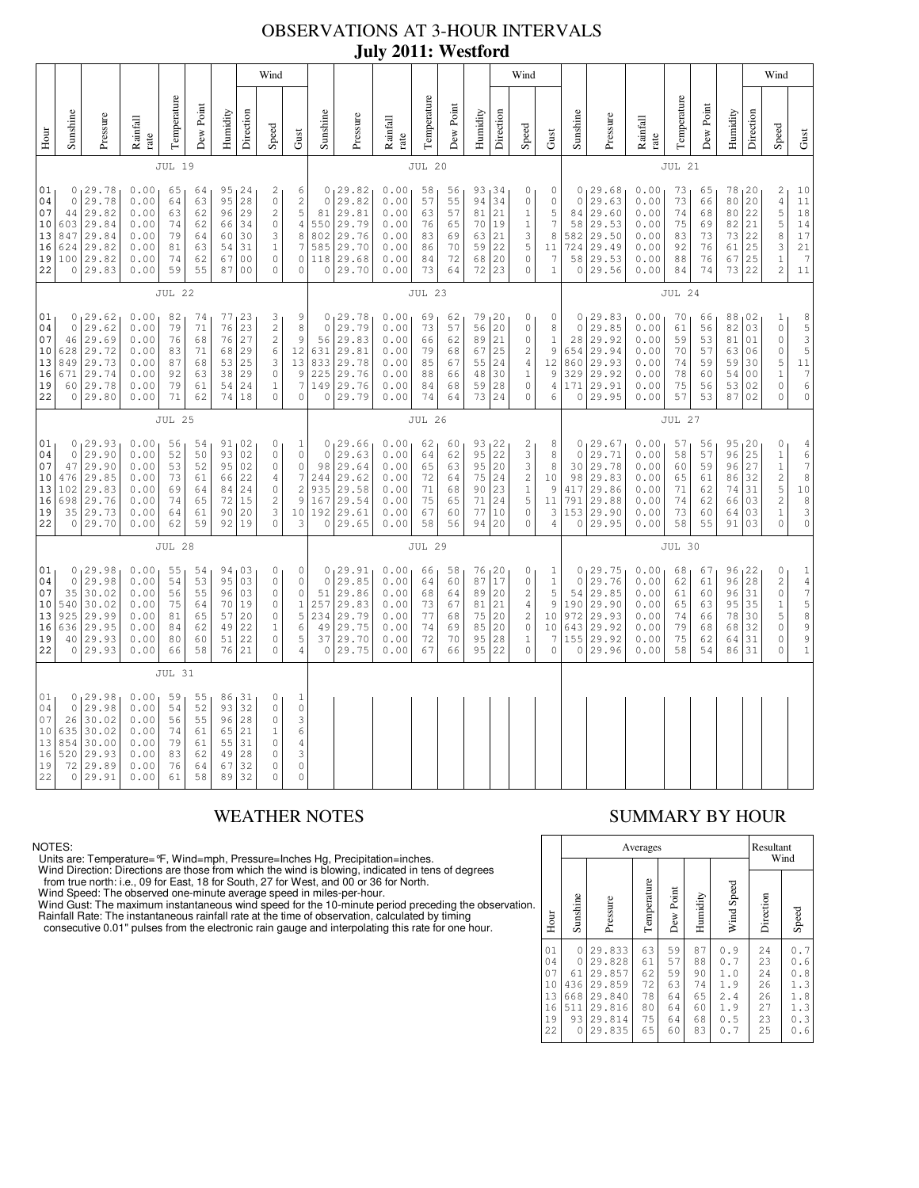# OBSERVATIONS AT 3-HOUR INTERVALS

## July 2011: Westford

### JUL 19

| Hour | Sunshine | Pressure | Rainfall rate | Temperature | Dew Point | Humidity | Wind Direction | Wind Speed | Wind Gust |
|---|---|---|---|---|---|---|---|---|---|
| 01 | 0 | 29.78 | 0.00 | 65 | 64 | 95 | 24 | 2 | 6 |
| 04 | 0 | 29.78 | 0.00 | 64 | 63 | 95 | 28 | 0 | 2 |
| 07 | 44 | 29.82 | 0.00 | 63 | 62 | 96 | 29 | 2 | 5 |
| 10 | 603 | 29.84 | 0.00 | 74 | 62 | 66 | 34 | 0 | 4 |
| 13 | 847 | 29.84 | 0.00 | 79 | 64 | 60 | 30 | 3 | 8 |
| 16 | 624 | 29.82 | 0.00 | 81 | 63 | 54 | 31 | 1 | 7 |
| 19 | 100 | 29.82 | 0.00 | 74 | 62 | 67 | 00 | 0 | 0 |
| 22 | 0 | 29.83 | 0.00 | 59 | 55 | 87 | 00 | 0 | 0 |

### JUL 20

| Hour | Sunshine | Pressure | Rainfall rate | Temperature | Dew Point | Humidity | Wind Direction | Wind Speed | Wind Gust |
|---|---|---|---|---|---|---|---|---|---|
| 01 | 0 | 29.82 | 0.00 | 58 | 56 | 93 | 34 | 0 | 0 |
| 04 | 0 | 29.82 | 0.00 | 57 | 55 | 94 | 34 | 0 | 0 |
| 07 | 81 | 29.81 | 0.00 | 63 | 57 | 81 | 21 | 1 | 5 |
| 10 | 550 | 29.79 | 0.00 | 76 | 65 | 70 | 19 | 1 | 7 |
| 13 | 802 | 29.76 | 0.00 | 83 | 69 | 63 | 21 | 3 | 8 |
| 16 | 585 | 29.70 | 0.00 | 86 | 70 | 59 | 22 | 5 | 11 |
| 19 | 118 | 29.68 | 0.00 | 84 | 72 | 68 | 20 | 0 | 7 |
| 22 | 0 | 29.70 | 0.00 | 73 | 64 | 72 | 23 | 0 | 1 |

### JUL 21

| Hour | Sunshine | Pressure | Rainfall rate | Temperature | Dew Point | Humidity | Wind Direction | Wind Speed | Wind Gust |
|---|---|---|---|---|---|---|---|---|---|
| 01 | 0 | 29.68 | 0.00 | 73 | 65 | 78 | 20 | 2 | 10 |
| 04 | 0 | 29.63 | 0.00 | 73 | 66 | 80 | 20 | 4 | 11 |
| 07 | 84 | 29.60 | 0.00 | 74 | 68 | 80 | 22 | 5 | 18 |
| 10 | 58 | 29.53 | 0.00 | 75 | 69 | 82 | 21 | 5 | 14 |
| 13 | 582 | 29.50 | 0.00 | 83 | 73 | 73 | 22 | 8 | 17 |
| 16 | 724 | 29.49 | 0.00 | 92 | 76 | 61 | 25 | 3 | 21 |
| 19 | 58 | 29.53 | 0.00 | 88 | 76 | 67 | 25 | 1 | 7 |
| 22 | 0 | 29.56 | 0.00 | 84 | 74 | 73 | 22 | 2 | 11 |

### JUL 22

| Hour | Sunshine | Pressure | Rainfall rate | Temperature | Dew Point | Humidity | Wind Direction | Wind Speed | Wind Gust |
|---|---|---|---|---|---|---|---|---|---|
| 01 | 0 | 29.62 | 0.00 | 82 | 74 | 77 | 23 | 3 | 9 |
| 04 | 0 | 29.62 | 0.00 | 79 | 71 | 76 | 23 | 2 | 8 |
| 07 | 46 | 29.69 | 0.00 | 76 | 68 | 76 | 27 | 2 | 9 |
| 10 | 628 | 29.72 | 0.00 | 83 | 71 | 68 | 29 | 6 | 12 |
| 13 | 849 | 29.73 | 0.00 | 87 | 68 | 53 | 25 | 3 | 13 |
| 16 | 671 | 29.74 | 0.00 | 92 | 63 | 38 | 29 | 0 | 9 |
| 19 | 60 | 29.78 | 0.00 | 79 | 61 | 54 | 24 | 1 | 7 |
| 22 | 0 | 29.80 | 0.00 | 71 | 62 | 74 | 18 | 0 | 0 |

### JUL 23

| Hour | Sunshine | Pressure | Rainfall rate | Temperature | Dew Point | Humidity | Wind Direction | Wind Speed | Wind Gust |
|---|---|---|---|---|---|---|---|---|---|
| 01 | 0 | 29.78 | 0.00 | 69 | 62 | 79 | 20 | 0 | 0 |
| 04 | 0 | 29.79 | 0.00 | 73 | 57 | 56 | 20 | 0 | 8 |
| 07 | 56 | 29.83 | 0.00 | 66 | 62 | 89 | 21 | 0 | 1 |
| 10 | 631 | 29.81 | 0.00 | 79 | 68 | 67 | 25 | 2 | 9 |
| 13 | 833 | 29.78 | 0.00 | 85 | 67 | 55 | 24 | 4 | 12 |
| 16 | 225 | 29.76 | 0.00 | 88 | 66 | 48 | 30 | 1 | 9 |
| 19 | 149 | 29.76 | 0.00 | 84 | 68 | 59 | 28 | 0 | 4 |
| 22 | 0 | 29.79 | 0.00 | 74 | 64 | 73 | 24 | 0 | 6 |

### JUL 24

| Hour | Sunshine | Pressure | Rainfall rate | Temperature | Dew Point | Humidity | Wind Direction | Wind Speed | Wind Gust |
|---|---|---|---|---|---|---|---|---|---|
| 01 | 0 | 29.83 | 0.00 | 70 | 66 | 88 | 02 | 1 | 8 |
| 04 | 0 | 29.85 | 0.00 | 61 | 56 | 82 | 03 | 0 | 5 |
| 07 | 28 | 29.92 | 0.00 | 59 | 53 | 81 | 01 | 0 | 3 |
| 10 | 654 | 29.94 | 0.00 | 70 | 57 | 63 | 06 | 0 | 5 |
| 13 | 860 | 29.93 | 0.00 | 74 | 59 | 59 | 30 | 5 | 11 |
| 16 | 329 | 29.92 | 0.00 | 78 | 60 | 54 | 00 | 1 | 7 |
| 19 | 171 | 29.91 | 0.00 | 75 | 56 | 53 | 02 | 0 | 6 |
| 22 | 0 | 29.95 | 0.00 | 57 | 53 | 87 | 02 | 0 | 0 |

### JUL 25

| Hour | Sunshine | Pressure | Rainfall rate | Temperature | Dew Point | Humidity | Wind Direction | Wind Speed | Wind Gust |
|---|---|---|---|---|---|---|---|---|---|
| 01 | 0 | 29.93 | 0.00 | 56 | 54 | 91 | 02 | 0 | 1 |
| 04 | 0 | 29.90 | 0.00 | 52 | 50 | 93 | 02 | 0 | 0 |
| 07 | 47 | 29.90 | 0.00 | 53 | 52 | 95 | 02 | 0 | 0 |
| 10 | 476 | 29.85 | 0.00 | 73 | 61 | 66 | 22 | 4 | 7 |
| 13 | 102 | 29.83 | 0.00 | 69 | 64 | 84 | 24 | 0 | 2 |
| 16 | 698 | 29.76 | 0.00 | 74 | 65 | 72 | 15 | 2 | 9 |
| 19 | 35 | 29.73 | 0.00 | 64 | 61 | 90 | 20 | 3 | 10 |
| 22 | 0 | 29.70 | 0.00 | 62 | 59 | 92 | 19 | 0 | 3 |

### JUL 26

| Hour | Sunshine | Pressure | Rainfall rate | Temperature | Dew Point | Humidity | Wind Direction | Wind Speed | Wind Gust |
|---|---|---|---|---|---|---|---|---|---|
| 01 | 0 | 29.66 | 0.00 | 62 | 60 | 93 | 22 | 2 | 8 |
| 04 | 0 | 29.63 | 0.00 | 64 | 62 | 95 | 22 | 3 | 8 |
| 07 | 98 | 29.64 | 0.00 | 65 | 63 | 95 | 20 | 3 | 8 |
| 10 | 244 | 29.62 | 0.00 | 72 | 64 | 75 | 24 | 2 | 10 |
| 13 | 935 | 29.58 | 0.00 | 71 | 68 | 90 | 23 | 1 | 9 |
| 16 | 167 | 29.54 | 0.00 | 75 | 65 | 71 | 24 | 5 | 11 |
| 19 | 192 | 29.61 | 0.00 | 67 | 60 | 77 | 10 | 0 | 3 |
| 22 | 0 | 29.65 | 0.00 | 58 | 56 | 94 | 20 | 0 | 4 |

### JUL 27

| Hour | Sunshine | Pressure | Rainfall rate | Temperature | Dew Point | Humidity | Wind Direction | Wind Speed | Wind Gust |
|---|---|---|---|---|---|---|---|---|---|
| 01 | 0 | 29.67 | 0.00 | 57 | 56 | 95 | 20 | 0 | 4 |
| 04 | 0 | 29.71 | 0.00 | 58 | 57 | 96 | 25 | 1 | 6 |
| 07 | 30 | 29.78 | 0.00 | 60 | 59 | 96 | 27 | 1 | 7 |
| 10 | 98 | 29.83 | 0.00 | 65 | 61 | 86 | 32 | 2 | 8 |
| 13 | 417 | 29.86 | 0.00 | 71 | 62 | 74 | 31 | 5 | 10 |
| 16 | 791 | 29.88 | 0.00 | 74 | 62 | 66 | 03 | 2 | 8 |
| 19 | 153 | 29.90 | 0.00 | 73 | 60 | 64 | 03 | 1 | 3 |
| 22 | 0 | 29.95 | 0.00 | 58 | 55 | 91 | 03 | 0 | 0 |

### JUL 28

| Hour | Sunshine | Pressure | Rainfall rate | Temperature | Dew Point | Humidity | Wind Direction | Wind Speed | Wind Gust |
|---|---|---|---|---|---|---|---|---|---|
| 01 | 0 | 29.98 | 0.00 | 55 | 54 | 94 | 03 | 0 | 0 |
| 04 | 0 | 29.98 | 0.00 | 54 | 53 | 95 | 03 | 0 | 0 |
| 07 | 35 | 30.02 | 0.00 | 56 | 55 | 96 | 03 | 0 | 0 |
| 10 | 540 | 30.02 | 0.00 | 75 | 64 | 70 | 19 | 0 | 1 |
| 13 | 925 | 29.99 | 0.00 | 81 | 65 | 57 | 20 | 0 | 5 |
| 16 | 636 | 29.95 | 0.00 | 84 | 62 | 49 | 22 | 1 | 6 |
| 19 | 40 | 29.93 | 0.00 | 80 | 60 | 51 | 22 | 0 | 5 |
| 22 | 0 | 29.93 | 0.00 | 66 | 58 | 76 | 21 | 0 | 4 |

### JUL 29

| Hour | Sunshine | Pressure | Rainfall rate | Temperature | Dew Point | Humidity | Wind Direction | Wind Speed | Wind Gust |
|---|---|---|---|---|---|---|---|---|---|
| 01 | 0 | 29.91 | 0.00 | 66 | 58 | 76 | 20 | 0 | 1 |
| 04 | 0 | 29.85 | 0.00 | 64 | 60 | 87 | 17 | 0 | 1 |
| 07 | 51 | 29.86 | 0.00 | 68 | 64 | 89 | 20 | 2 | 5 |
| 10 | 257 | 29.83 | 0.00 | 73 | 67 | 81 | 21 | 4 | 9 |
| 13 | 234 | 29.79 | 0.00 | 77 | 68 | 75 | 20 | 2 | 10 |
| 16 | 49 | 29.75 | 0.00 | 74 | 69 | 85 | 20 | 0 | 10 |
| 19 | 37 | 29.70 | 0.00 | 72 | 70 | 95 | 28 | 1 | 7 |
| 22 | 0 | 29.75 | 0.00 | 67 | 66 | 95 | 22 | 0 | 0 |

### JUL 30

| Hour | Sunshine | Pressure | Rainfall rate | Temperature | Dew Point | Humidity | Wind Direction | Wind Speed | Wind Gust |
|---|---|---|---|---|---|---|---|---|---|
| 01 | 0 | 29.75 | 0.00 | 68 | 67 | 96 | 22 | 0 | 1 |
| 04 | 0 | 29.76 | 0.00 | 62 | 61 | 96 | 28 | 2 | 4 |
| 07 | 54 | 29.85 | 0.00 | 61 | 60 | 96 | 31 | 0 | 7 |
| 10 | 190 | 29.90 | 0.00 | 65 | 63 | 95 | 35 | 1 | 5 |
| 13 | 972 | 29.93 | 0.00 | 74 | 66 | 78 | 30 | 5 | 8 |
| 16 | 643 | 29.92 | 0.00 | 79 | 68 | 68 | 32 | 0 | 9 |
| 19 | 155 | 29.92 | 0.00 | 75 | 62 | 64 | 31 | 0 | 9 |
| 22 | 0 | 29.96 | 0.00 | 58 | 54 | 86 | 31 | 0 | 1 |

### JUL 31

| Hour | Sunshine | Pressure | Rainfall rate | Temperature | Dew Point | Humidity | Wind Direction | Wind Speed | Wind Gust |
|---|---|---|---|---|---|---|---|---|---|
| 01 | 0 | 29.98 | 0.00 | 59 | 55 | 86 | 31 | 0 | 1 |
| 04 | 0 | 29.98 | 0.00 | 54 | 52 | 93 | 32 | 0 | 0 |
| 07 | 26 | 30.02 | 0.00 | 56 | 55 | 96 | 28 | 0 | 3 |
| 10 | 635 | 30.02 | 0.00 | 74 | 61 | 65 | 21 | 1 | 6 |
| 13 | 854 | 30.00 | 0.00 | 79 | 61 | 55 | 31 | 0 | 4 |
| 16 | 520 | 29.93 | 0.00 | 83 | 62 | 49 | 28 | 0 | 3 |
| 19 | 72 | 29.89 | 0.00 | 76 | 64 | 67 | 32 | 0 | 0 |
| 22 | 0 | 29.91 | 0.00 | 61 | 58 | 89 | 32 | 0 | 0 |

## WEATHER NOTES

NOTES:
Units are: Temperature=°F, Wind=mph, Pressure=Inches Hg, Precipitation=inches.
Wind Direction: Directions are those from which the wind is blowing, indicated in tens of degrees from true north: i.e., 09 for East, 18 for South, 27 for West, and 00 or 36 for North.
Wind Speed: The observed one-minute average speed in miles-per-hour.
Wind Gust: The maximum instantaneous wind speed for the 10-minute period preceding the observation.
Rainfall Rate: The instantaneous rainfall rate at the time of observation, calculated by timing consecutive 0.01" pulses from the electronic rain gauge and interpolating this rate for one hour.

## SUMMARY BY HOUR

| Hour | Averages | | | | | | Resultant Wind | |
|---|---|---|---|---|---|---|---|---|
| | Sunshine | Pressure | Temperature | Dew Point | Humidity | Wind Speed | Direction | Speed |
| 01 | 0 | 29.833 | 63 | 59 | 87 | 0.9 | 24 | 0.7 |
| 04 | 0 | 29.828 | 61 | 57 | 88 | 0.7 | 23 | 0.6 |
| 07 | 61 | 29.857 | 62 | 59 | 90 | 1.0 | 24 | 0.8 |
| 10 | 436 | 29.859 | 72 | 63 | 74 | 1.9 | 26 | 1.3 |
| 13 | 668 | 29.840 | 78 | 64 | 65 | 2.4 | 26 | 1.8 |
| 16 | 511 | 29.816 | 80 | 64 | 60 | 1.9 | 27 | 1.3 |
| 19 | 93 | 29.814 | 75 | 64 | 68 | 0.5 | 23 | 0.3 |
| 22 | 0 | 29.835 | 65 | 60 | 83 | 0.7 | 25 | 0.6 |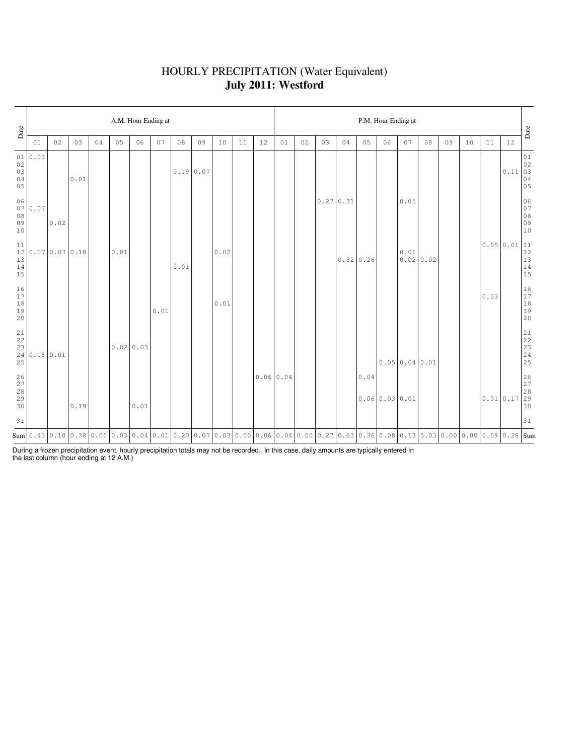# HOURLY PRECIPITATION (Water Equivalent)

## **July 2011: Westford**

| Date | A.M. Hour Ending at | | | | | | | | | | | | P.M. Hour Ending at | | | | | | | | | | | | Date |
|---|---|---|---|---|---|---|---|---|---|---|---|---|---|---|---|---|---|---|---|---|---|---|---|---|---|
| | 01 | 02 | 03 | 04 | 05 | 06 | 07 | 08 | 09 | 10 | 11 | 12 | 01 | 02 | 03 | 04 | 05 | 06 | 07 | 08 | 09 | 10 | 11 | 12 | |
| 01 | 0.03 | | | | | | | | | | | | | | | | | | | | | | | | 01 |
| 02 | | | | | | | | | | | | | | | | | | | | | | | | | 02 |
| 03 | | | | | | | | 0.19 | 0.07 | | | | | | | | | | | | | | | 0.11 | 03 |
| 04 | | | 0.01 | | | | | | | | | | | | | | | | | | | | | | 04 |
| 05 | | | | | | | | | | | | | | | | | | | | | | | | | 05 |
| 06 | | | | | | | | | | | | | | | 0.27 | 0.31 | | | 0.05 | | | | | | 06 |
| 07 | 0.07 | | | | | | | | | | | | | | | | | | | | | | | | 07 |
| 08 | | | | | | | | | | | | | | | | | | | | | | | | | 08 |
| 09 | | 0.02 | | | | | | | | | | | | | | | | | | | | | | | 09 |
| 10 | | | | | | | | | | | | | | | | | | | | | | | | | 10 |
| 11 | | | | | | | | | | | | | | | | | | | | | | | 0.05 | 0.01 | 11 |
| 12 | 0.17 | 0.07 | 0.18 | | 0.01 | | | | | 0.02 | | | | | | | | | 0.01 | | | | | | 12 |
| 13 | | | | | | | | | | | | | | | | 0.32 | 0.26 | | 0.02 | 0.02 | | | | | 13 |
| 14 | | | | | | | | 0.01 | | | | | | | | | | | | | | | | | 14 |
| 15 | | | | | | | | | | | | | | | | | | | | | | | | | 15 |
| 16 | | | | | | | | | | | | | | | | | | | | | | | | | 16 |
| 17 | | | | | | | | | | | | | | | | | | | | | | | 0.03 | | 17 |
| 18 | | | | | | | | | | 0.01 | | | | | | | | | | | | | | | 18 |
| 19 | | | | | | | 0.01 | | | | | | | | | | | | | | | | | | 19 |
| 20 | | | | | | | | | | | | | | | | | | | | | | | | | 20 |
| 21 | | | | | | | | | | | | | | | | | | | | | | | | | 21 |
| 22 | | | | | | | | | | | | | | | | | | | | | | | | | 22 |
| 23 | | | | | 0.02 | 0.03 | | | | | | | | | | | | | | | | | | | 23 |
| 24 | 0.16 | 0.01 | | | | | | | | | | | | | | | | | | | | | | | 24 |
| 25 | | | | | | | | | | | | | | | | | | 0.05 | 0.04 | 0.01 | | | | | 25 |
| 26 | | | | | | | | | | | | 0.06 | 0.04 | | | | 0.04 | | | | | | | | 26 |
| 27 | | | | | | | | | | | | | | | | | | | | | | | | | 27 |
| 28 | | | | | | | | | | | | | | | | | | | | | | | | | 28 |
| 29 | | | | | | | | | | | | | | | | | 0.06 | 0.03 | 0.01 | | | | 0.01 | 0.17 | 29 |
| 30 | | | 0.19 | | | 0.01 | | | | | | | | | | | | | | | | | | | 30 |
| 31 | | | | | | | | | | | | | | | | | | | | | | | | | 31 |
| Sum | 0.43 | 0.10 | 0.38 | 0.00 | 0.03 | 0.04 | 0.01 | 0.20 | 0.07 | 0.03 | 0.00 | 0.06 | 0.04 | 0.00 | 0.27 | 0.63 | 0.36 | 0.08 | 0.13 | 0.03 | 0.00 | 0.00 | 0.09 | 0.29 | Sum |

During a frozen precipitation event, hourly precipitation totals may not be recorded. In this case, daily amounts are typically entered in the last column (hour ending at 12 A.M.)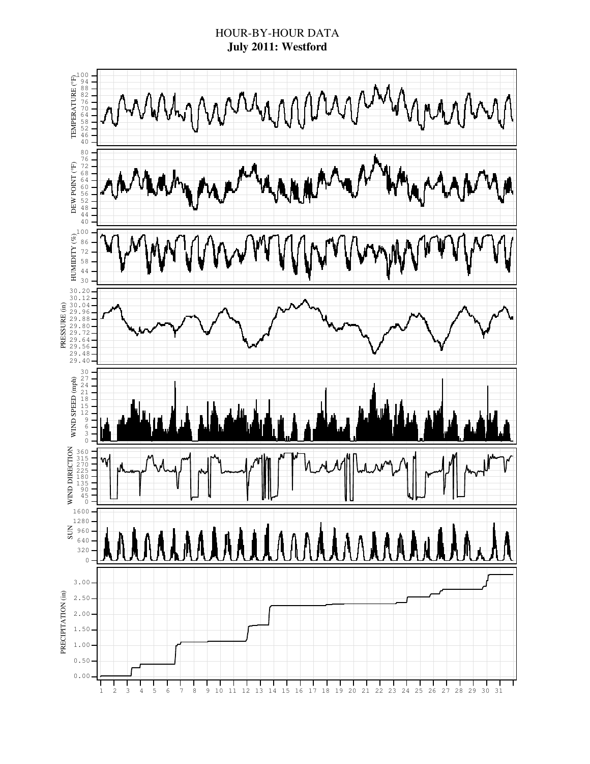# HOUR-BY-HOUR DATA

**July 2011: Westford**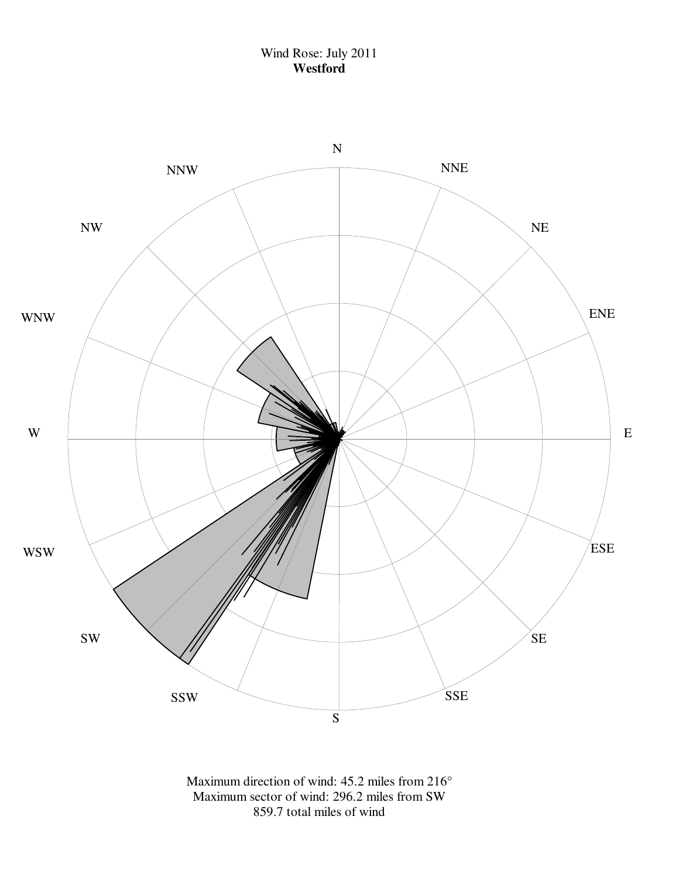Wind Rose: July 2011

**Westford**

N

NNE

NE

ENE

E

ESE

SE

SSE

S

SSW

SW

WSW

W

WNW

NW

NNW

Maximum direction of wind: 45.2 miles from 216°

Maximum sector of wind: 296.2 miles from SW

859.7 total miles of wind